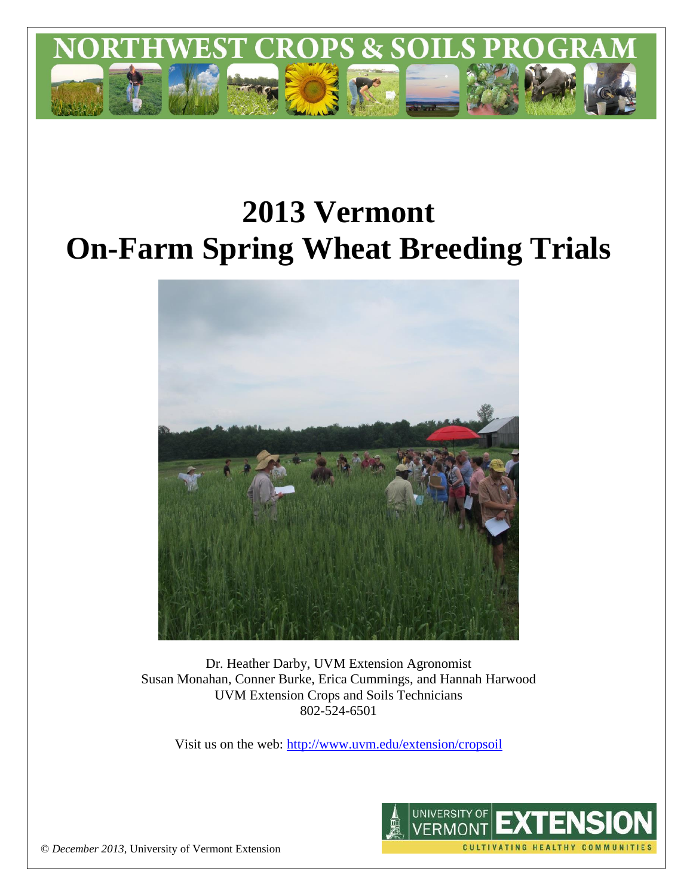NORTHWEST CROPS & SOILS PROGRAM

# 2013 Vermont
# On-Farm Spring Wheat Breeding Trials

Dr. Heather Darby, UVM Extension Agronomist
Susan Monahan, Conner Burke, Erica Cummings, and Hannah Harwood
UVM Extension Crops and Soils Technicians
802-524-6501

Visit us on the web: http://www.uvm.edu/extension/cropsoil

© *December 2013*, University of Vermont Extension

UNIVERSITY OF VERMONT EXTENSION
CULTIVATING HEALTHY COMMUNITIES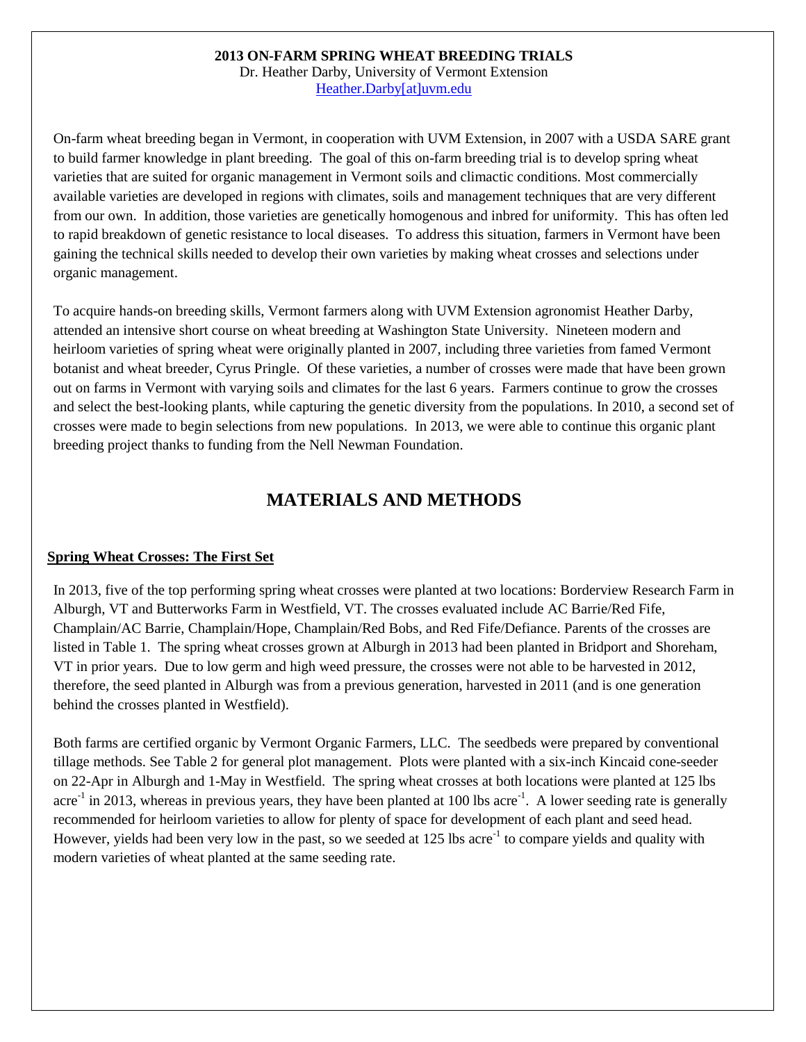**2013 ON-FARM SPRING WHEAT BREEDING TRIALS**
Dr. Heather Darby, University of Vermont Extension
Heather.Darby[at]uvm.edu

On-farm wheat breeding began in Vermont, in cooperation with UVM Extension, in 2007 with a USDA SARE grant to build farmer knowledge in plant breeding. The goal of this on-farm breeding trial is to develop spring wheat varieties that are suited for organic management in Vermont soils and climactic conditions. Most commercially available varieties are developed in regions with climates, soils and management techniques that are very different from our own. In addition, those varieties are genetically homogenous and inbred for uniformity. This has often led to rapid breakdown of genetic resistance to local diseases. To address this situation, farmers in Vermont have been gaining the technical skills needed to develop their own varieties by making wheat crosses and selections under organic management.

To acquire hands-on breeding skills, Vermont farmers along with UVM Extension agronomist Heather Darby, attended an intensive short course on wheat breeding at Washington State University. Nineteen modern and heirloom varieties of spring wheat were originally planted in 2007, including three varieties from famed Vermont botanist and wheat breeder, Cyrus Pringle. Of these varieties, a number of crosses were made that have been grown out on farms in Vermont with varying soils and climates for the last 6 years. Farmers continue to grow the crosses and select the best-looking plants, while capturing the genetic diversity from the populations. In 2010, a second set of crosses were made to begin selections from new populations. In 2013, we were able to continue this organic plant breeding project thanks to funding from the Nell Newman Foundation.

# MATERIALS AND METHODS

**Spring Wheat Crosses: The First Set**

In 2013, five of the top performing spring wheat crosses were planted at two locations: Borderview Research Farm in Alburgh, VT and Butterworks Farm in Westfield, VT. The crosses evaluated include AC Barrie/Red Fife, Champlain/AC Barrie, Champlain/Hope, Champlain/Red Bobs, and Red Fife/Defiance. Parents of the crosses are listed in Table 1. The spring wheat crosses grown at Alburgh in 2013 had been planted in Bridport and Shoreham, VT in prior years. Due to low germ and high weed pressure, the crosses were not able to be harvested in 2012, therefore, the seed planted in Alburgh was from a previous generation, harvested in 2011 (and is one generation behind the crosses planted in Westfield).

Both farms are certified organic by Vermont Organic Farmers, LLC. The seedbeds were prepared by conventional tillage methods. See Table 2 for general plot management. Plots were planted with a six-inch Kincaid cone-seeder on 22-Apr in Alburgh and 1-May in Westfield. The spring wheat crosses at both locations were planted at 125 lbs acre$^{-1}$ in 2013, whereas in previous years, they have been planted at 100 lbs acre$^{-1}$. A lower seeding rate is generally recommended for heirloom varieties to allow for plenty of space for development of each plant and seed head. However, yields had been very low in the past, so we seeded at 125 lbs acre$^{-1}$ to compare yields and quality with modern varieties of wheat planted at the same seeding rate.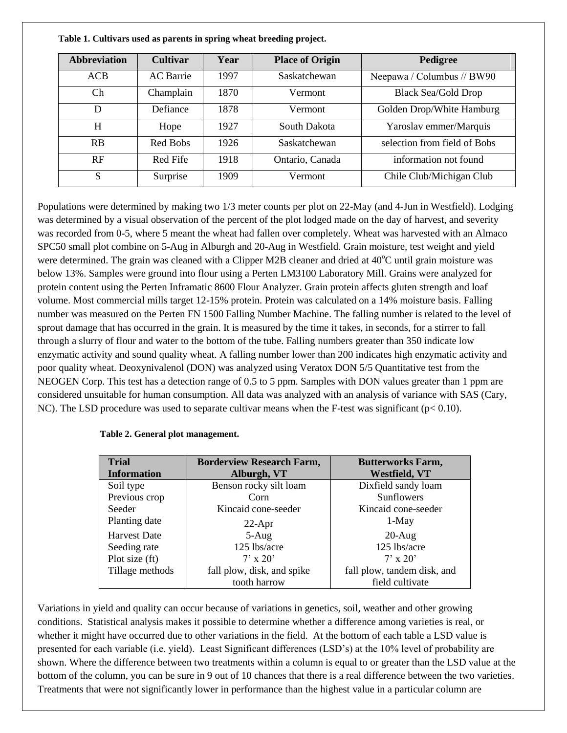**Table 1. Cultivars used as parents in spring wheat breeding project.**

| Abbreviation | Cultivar | Year | Place of Origin | Pedigree |
|---|---|---|---|---|
| ACB | AC Barrie | 1997 | Saskatchewan | Neepawa / Columbus // BW90 |
| Ch | Champlain | 1870 | Vermont | Black Sea/Gold Drop |
| D | Defiance | 1878 | Vermont | Golden Drop/White Hamburg |
| H | Hope | 1927 | South Dakota | Yaroslav emmer/Marquis |
| RB | Red Bobs | 1926 | Saskatchewan | selection from field of Bobs |
| RF | Red Fife | 1918 | Ontario, Canada | information not found |
| S | Surprise | 1909 | Vermont | Chile Club/Michigan Club |

Populations were determined by making two 1/3 meter counts per plot on 22-May (and 4-Jun in Westfield). Lodging was determined by a visual observation of the percent of the plot lodged made on the day of harvest, and severity was recorded from 0-5, where 5 meant the wheat had fallen over completely. Wheat was harvested with an Almaco SPC50 small plot combine on 5-Aug in Alburgh and 20-Aug in Westfield. Grain moisture, test weight and yield were determined. The grain was cleaned with a Clipper M2B cleaner and dried at 40°C until grain moisture was below 13%. Samples were ground into flour using a Perten LM3100 Laboratory Mill. Grains were analyzed for protein content using the Perten Inframatic 8600 Flour Analyzer. Grain protein affects gluten strength and loaf volume. Most commercial mills target 12-15% protein. Protein was calculated on a 14% moisture basis. Falling number was measured on the Perten FN 1500 Falling Number Machine. The falling number is related to the level of sprout damage that has occurred in the grain. It is measured by the time it takes, in seconds, for a stirrer to fall through a slurry of flour and water to the bottom of the tube. Falling numbers greater than 350 indicate low enzymatic activity and sound quality wheat. A falling number lower than 200 indicates high enzymatic activity and poor quality wheat. Deoxynivalenol (DON) was analyzed using Veratox DON 5/5 Quantitative test from the NEOGEN Corp. This test has a detection range of 0.5 to 5 ppm. Samples with DON values greater than 1 ppm are considered unsuitable for human consumption. All data was analyzed with an analysis of variance with SAS (Cary, NC). The LSD procedure was used to separate cultivar means when the F-test was significant ($p< 0.10$).

**Table 2. General plot management.**

| Trial Information | Borderview Research Farm, Alburgh, VT | Butterworks Farm, Westfield, VT |
|---|---|---|
| Soil type | Benson rocky silt loam | Dixfield sandy loam |
| Previous crop | Corn | Sunflowers |
| Seeder | Kincaid cone-seeder | Kincaid cone-seeder |
| Planting date | 22-Apr | 1-May |
| Harvest Date | 5-Aug | 20-Aug |
| Seeding rate | 125 lbs/acre | 125 lbs/acre |
| Plot size (ft) | 7' x 20' | 7' x 20' |
| Tillage methods | fall plow, disk, and spike tooth harrow | fall plow, tandem disk, and field cultivate |

Variations in yield and quality can occur because of variations in genetics, soil, weather and other growing conditions. Statistical analysis makes it possible to determine whether a difference among varieties is real, or whether it might have occurred due to other variations in the field. At the bottom of each table a LSD value is presented for each variable (i.e. yield). Least Significant differences (LSD's) at the 10% level of probability are shown. Where the difference between two treatments within a column is equal to or greater than the LSD value at the bottom of the column, you can be sure in 9 out of 10 chances that there is a real difference between the two varieties. Treatments that were not significantly lower in performance than the highest value in a particular column are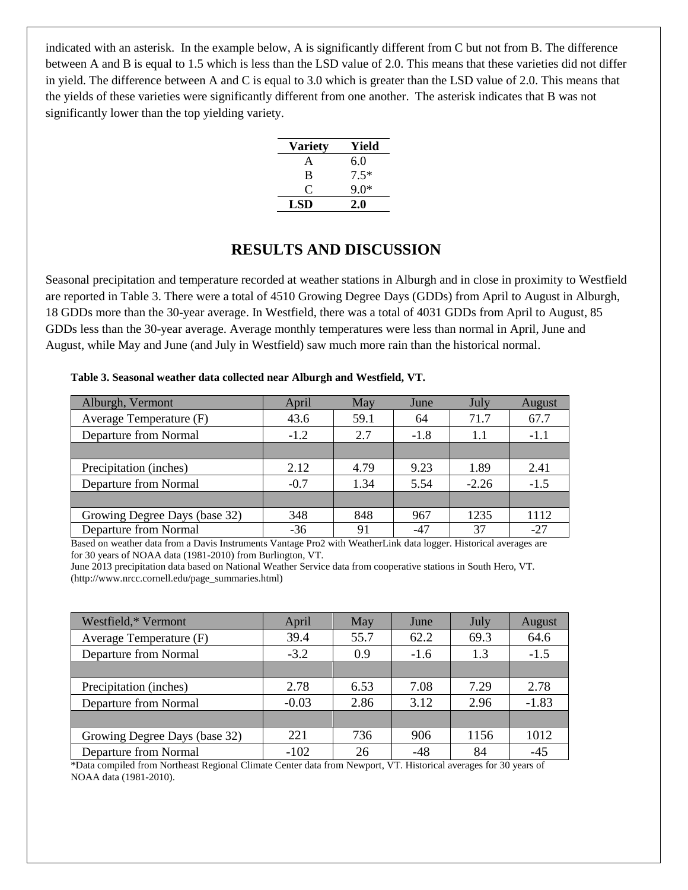indicated with an asterisk. In the example below, A is significantly different from C but not from B. The difference between A and B is equal to 1.5 which is less than the LSD value of 2.0. This means that these varieties did not differ in yield. The difference between A and C is equal to 3.0 which is greater than the LSD value of 2.0. This means that the yields of these varieties were significantly different from one another. The asterisk indicates that B was not significantly lower than the top yielding variety.

| Variety | Yield |
|---|---|
| A | 6.0 |
| B | 7.5* |
| C | 9.0* |
| **LSD** | **2.0** |

# RESULTS AND DISCUSSION

Seasonal precipitation and temperature recorded at weather stations in Alburgh and in close in proximity to Westfield are reported in Table 3. There were a total of 4510 Growing Degree Days (GDDs) from April to August in Alburgh, 18 GDDs more than the 30-year average. In Westfield, there was a total of 4031 GDDs from April to August, 85 GDDs less than the 30-year average. Average monthly temperatures were less than normal in April, June and August, while May and June (and July in Westfield) saw much more rain than the historical normal.

**Table 3. Seasonal weather data collected near Alburgh and Westfield, VT.**

| Alburgh, Vermont | April | May | June | July | August |
|---|---|---|---|---|---|
| Average Temperature (F) | 43.6 | 59.1 | 64 | 71.7 | 67.7 |
| Departure from Normal | -1.2 | 2.7 | -1.8 | 1.1 | -1.1 |
| | | | | | |
| Precipitation (inches) | 2.12 | 4.79 | 9.23 | 1.89 | 2.41 |
| Departure from Normal | -0.7 | 1.34 | 5.54 | -2.26 | -1.5 |
| | | | | | |
| Growing Degree Days (base 32) | 348 | 848 | 967 | 1235 | 1112 |
| Departure from Normal | -36 | 91 | -47 | 37 | -27 |

Based on weather data from a Davis Instruments Vantage Pro2 with WeatherLink data logger. Historical averages are for 30 years of NOAA data (1981-2010) from Burlington, VT.
June 2013 precipitation data based on National Weather Service data from cooperative stations in South Hero, VT. (http://www.nrcc.cornell.edu/page_summaries.html)

| Westfield,* Vermont | April | May | June | July | August |
|---|---|---|---|---|---|
| Average Temperature (F) | 39.4 | 55.7 | 62.2 | 69.3 | 64.6 |
| Departure from Normal | -3.2 | 0.9 | -1.6 | 1.3 | -1.5 |
| | | | | | |
| Precipitation (inches) | 2.78 | 6.53 | 7.08 | 7.29 | 2.78 |
| Departure from Normal | -0.03 | 2.86 | 3.12 | 2.96 | -1.83 |
| | | | | | |
| Growing Degree Days (base 32) | 221 | 736 | 906 | 1156 | 1012 |
| Departure from Normal | -102 | 26 | -48 | 84 | -45 |

*Data compiled from Northeast Regional Climate Center data from Newport, VT. Historical averages for 30 years of NOAA data (1981-2010).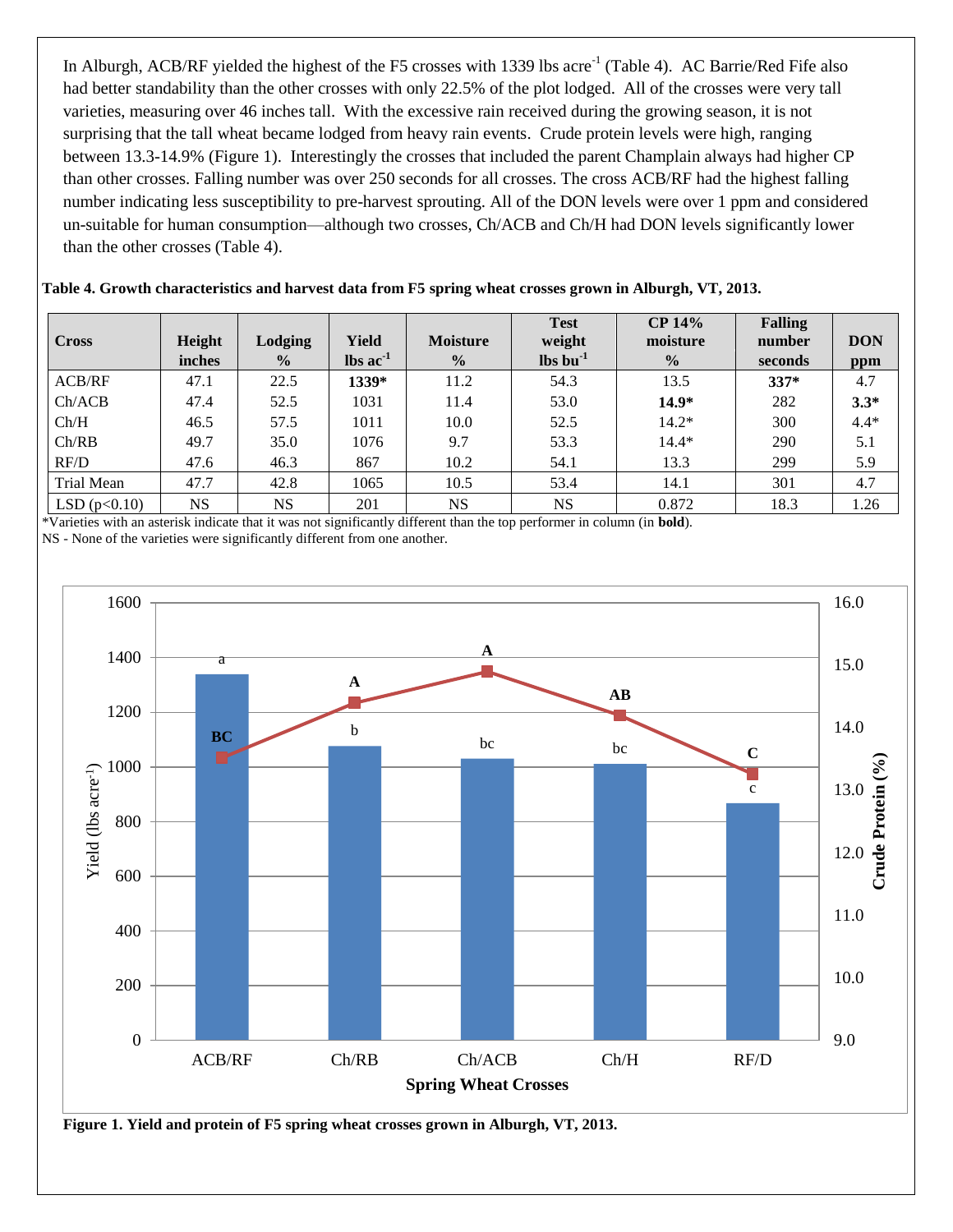In Alburgh, ACB/RF yielded the highest of the F5 crosses with 1339 lbs acre$^{-1}$ (Table 4). AC Barrie/Red Fife also had better standability than the other crosses with only 22.5% of the plot lodged. All of the crosses were very tall varieties, measuring over 46 inches tall. With the excessive rain received during the growing season, it is not surprising that the tall wheat became lodged from heavy rain events. Crude protein levels were high, ranging between 13.3-14.9% (Figure 1). Interestingly the crosses that included the parent Champlain always had higher CP than other crosses. Falling number was over 250 seconds for all crosses. The cross ACB/RF had the highest falling number indicating less susceptibility to pre-harvest sprouting. All of the DON levels were over 1 ppm and considered un-suitable for human consumption—although two crosses, Ch/ACB and Ch/H had DON levels significantly lower than the other crosses (Table 4).

**Table 4. Growth characteristics and harvest data from F5 spring wheat crosses grown in Alburgh, VT, 2013.**

| Cross | Height inches | Lodging % | Yield lbs ac$^{-1}$ | Moisture % | Test weight lbs bu$^{-1}$ | CP 14% moisture % | Falling number seconds | DON ppm |
|---|---|---|---|---|---|---|---|---|
| ACB/RF | 47.1 | 22.5 | **1339*** | 11.2 | 54.3 | 13.5 | **337*** | 4.7 |
| Ch/ACB | 47.4 | 52.5 | 1031 | 11.4 | 53.0 | **14.9*** | 282 | **3.3*** |
| Ch/H | 46.5 | 57.5 | 1011 | 10.0 | 52.5 | 14.2* | 300 | 4.4* |
| Ch/RB | 49.7 | 35.0 | 1076 | 9.7 | 53.3 | 14.4* | 290 | 5.1 |
| RF/D | 47.6 | 46.3 | 867 | 10.2 | 54.1 | 13.3 | 299 | 5.9 |
| Trial Mean | 47.7 | 42.8 | 1065 | 10.5 | 53.4 | 14.1 | 301 | 4.7 |
| LSD (p<0.10) | NS | NS | 201 | NS | NS | 0.872 | 18.3 | 1.26 |

*Varieties with an asterisk indicate that it was not significantly different than the top performer in column (in **bold**).
NS - None of the varieties were significantly different from one another.

Yield (lbs acre$^{-1}$)
Crude Protein (%)
1600
1400
1200
1000
800
600
400
200
0
16.0
15.0
14.0
13.0
12.0
11.0
10.0
9.0
a
b
bc
bc
c
BC
A
A
AB
C
ACB/RF
Ch/RB
Ch/ACB
Ch/H
RF/D
Spring Wheat Crosses

**Figure 1. Yield and protein of F5 spring wheat crosses grown in Alburgh, VT, 2013.**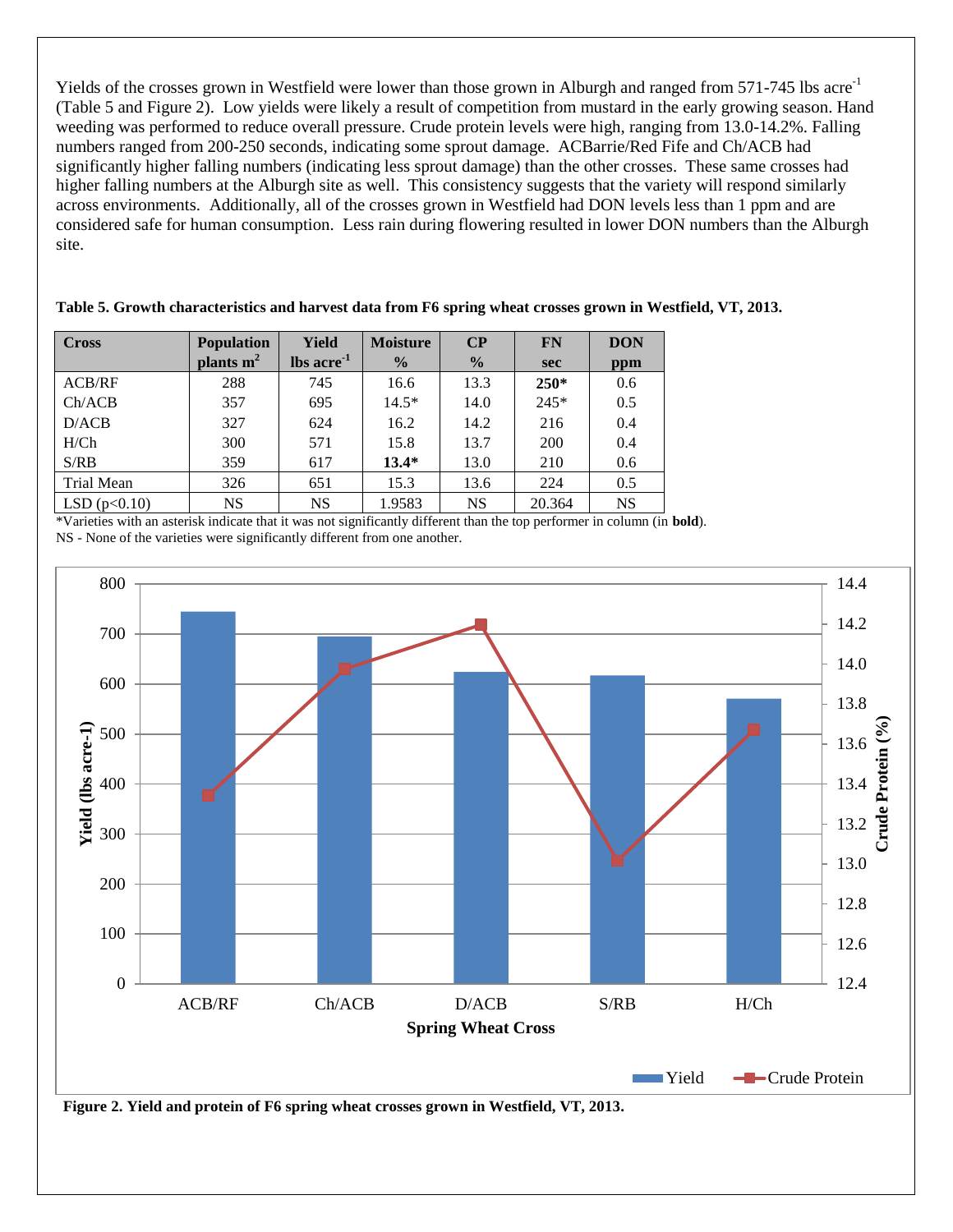Yields of the crosses grown in Westfield were lower than those grown in Alburgh and ranged from 571-745 lbs acre$^{-1}$ (Table 5 and Figure 2). Low yields were likely a result of competition from mustard in the early growing season. Hand weeding was performed to reduce overall pressure. Crude protein levels were high, ranging from 13.0-14.2%. Falling numbers ranged from 200-250 seconds, indicating some sprout damage. ACBarrie/Red Fife and Ch/ACB had significantly higher falling numbers (indicating less sprout damage) than the other crosses. These same crosses had higher falling numbers at the Alburgh site as well. This consistency suggests that the variety will respond similarly across environments. Additionally, all of the crosses grown in Westfield had DON levels less than 1 ppm and are considered safe for human consumption. Less rain during flowering resulted in lower DON numbers than the Alburgh site.

**Table 5. Growth characteristics and harvest data from F6 spring wheat crosses grown in Westfield, VT, 2013.**

| Cross | Population plants m$^2$ | Yield lbs acre$^{-1}$ | Moisture % | CP % | FN sec | DON ppm |
|---|---|---|---|---|---|---|
| ACB/RF | 288 | 745 | 16.6 | 13.3 | **250*** | 0.6 |
| Ch/ACB | 357 | 695 | 14.5* | 14.0 | 245* | 0.5 |
| D/ACB | 327 | 624 | 16.2 | 14.2 | 216 | 0.4 |
| H/Ch | 300 | 571 | 15.8 | 13.7 | 200 | 0.4 |
| S/RB | 359 | 617 | **13.4*** | 13.0 | 210 | 0.6 |
| Trial Mean | 326 | 651 | 15.3 | 13.6 | 224 | 0.5 |
| LSD ($p$<0.10) | NS | NS | 1.9583 | NS | 20.364 | NS |

*Varieties with an asterisk indicate that it was not significantly different than the top performer in column (in **bold**).
NS - None of the varieties were significantly different from one another.

800
700
600
500
400
300
200
100
0
Yield (lbs acre-1)
14.4
14.2
14.0
13.8
13.6
13.4
13.2
13.0
12.8
12.6
12.4
Crude Protein (%)
ACB/RF
Ch/ACB
D/ACB
S/RB
H/Ch
Spring Wheat Cross
Yield
Crude Protein

**Figure 2. Yield and protein of F6 spring wheat crosses grown in Westfield, VT, 2013.**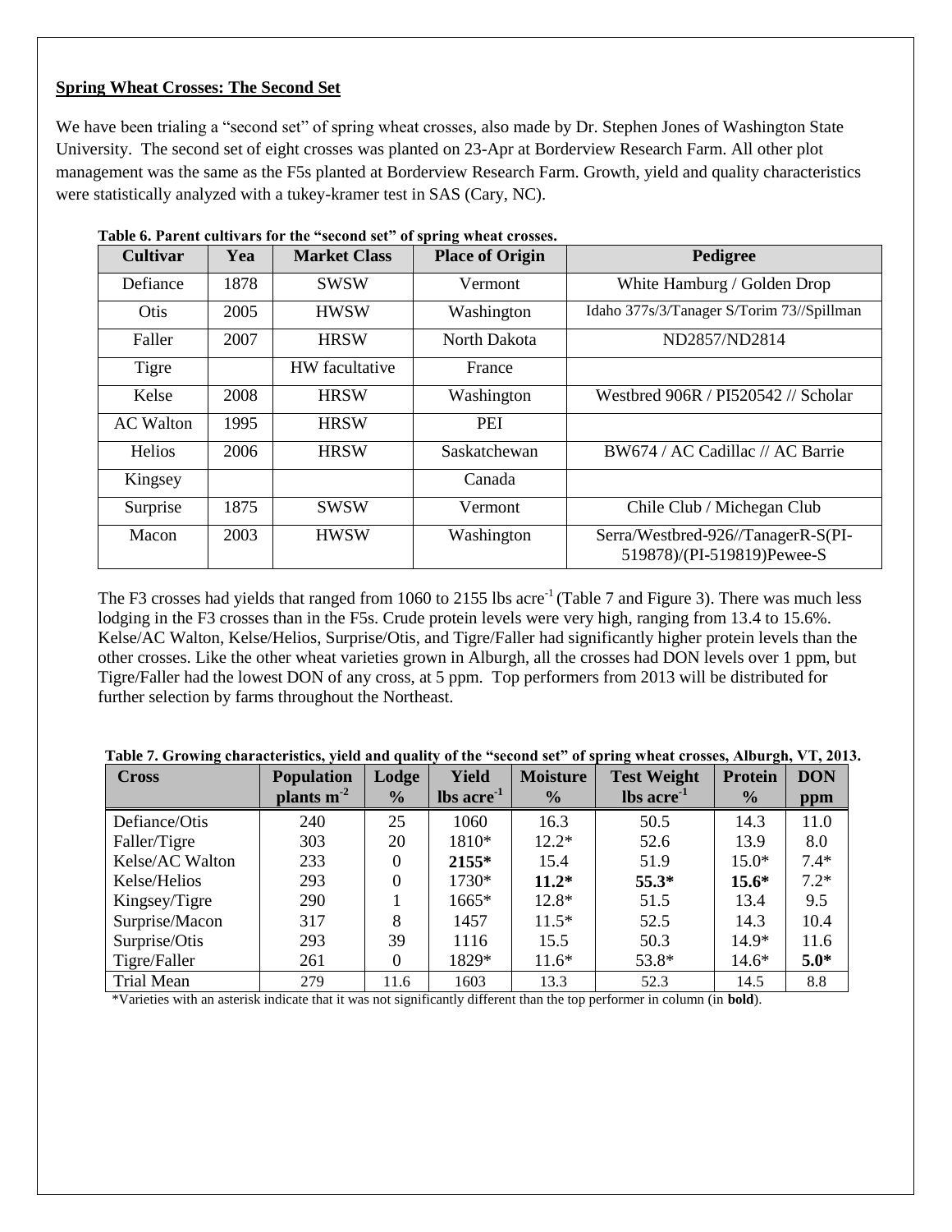**Spring Wheat Crosses: The Second Set**

We have been trialing a "second set" of spring wheat crosses, also made by Dr. Stephen Jones of Washington State University. The second set of eight crosses was planted on 23-Apr at Borderview Research Farm. All other plot management was the same as the F5s planted at Borderview Research Farm. Growth, yield and quality characteristics were statistically analyzed with a tukey-kramer test in SAS (Cary, NC).

**Table 6. Parent cultivars for the "second set" of spring wheat crosses.**

| Cultivar | Yea | Market Class | Place of Origin | Pedigree |
|---|---|---|---|---|
| Defiance | 1878 | SWSW | Vermont | White Hamburg / Golden Drop |
| Otis | 2005 | HWSW | Washington | Idaho 377s/3/Tanager S/Torim 73//Spillman |
| Faller | 2007 | HRSW | North Dakota | ND2857/ND2814 |
| Tigre | | HW facultative | France | |
| Kelse | 2008 | HRSW | Washington | Westbred 906R / PI520542 // Scholar |
| AC Walton | 1995 | HRSW | PEI | |
| Helios | 2006 | HRSW | Saskatchewan | BW674 / AC Cadillac // AC Barrie |
| Kingsey | | | Canada | |
| Surprise | 1875 | SWSW | Vermont | Chile Club / Michegan Club |
| Macon | 2003 | HWSW | Washington | Serra/Westbred-926//TanagerR-S(PI-519878)/(PI-519819)Pewee-S |

The F3 crosses had yields that ranged from 1060 to 2155 lbs acre$^{-1}$ (Table 7 and Figure 3). There was much less lodging in the F3 crosses than in the F5s. Crude protein levels were very high, ranging from 13.4 to 15.6%. Kelse/AC Walton, Kelse/Helios, Surprise/Otis, and Tigre/Faller had significantly higher protein levels than the other crosses. Like the other wheat varieties grown in Alburgh, all the crosses had DON levels over 1 ppm, but Tigre/Faller had the lowest DON of any cross, at 5 ppm. Top performers from 2013 will be distributed for further selection by farms throughout the Northeast.

**Table 7. Growing characteristics, yield and quality of the "second set" of spring wheat crosses, Alburgh, VT, 2013.**

| Cross | Population plants m$^{-2}$ | Lodge % | Yield lbs acre$^{-1}$ | Moisture % | Test Weight lbs acre$^{-1}$ | Protein % | DON ppm |
|---|---|---|---|---|---|---|---|
| Defiance/Otis | 240 | 25 | 1060 | 16.3 | 50.5 | 14.3 | 11.0 |
| Faller/Tigre | 303 | 20 | 1810* | 12.2* | 52.6 | 13.9 | 8.0 |
| Kelse/AC Walton | 233 | 0 | **2155*** | 15.4 | 51.9 | 15.0* | 7.4* |
| Kelse/Helios | 293 | 0 | 1730* | **11.2*** | **55.3*** | **15.6*** | 7.2* |
| Kingsey/Tigre | 290 | 1 | 1665* | 12.8* | 51.5 | 13.4 | 9.5 |
| Surprise/Macon | 317 | 8 | 1457 | 11.5* | 52.5 | 14.3 | 10.4 |
| Surprise/Otis | 293 | 39 | 1116 | 15.5 | 50.3 | 14.9* | 11.6 |
| Tigre/Faller | 261 | 0 | 1829* | 11.6* | 53.8* | 14.6* | **5.0*** |
| Trial Mean | 279 | 11.6 | 1603 | 13.3 | 52.3 | 14.5 | 8.8 |

*Varieties with an asterisk indicate that it was not significantly different than the top performer in column (in **bold**).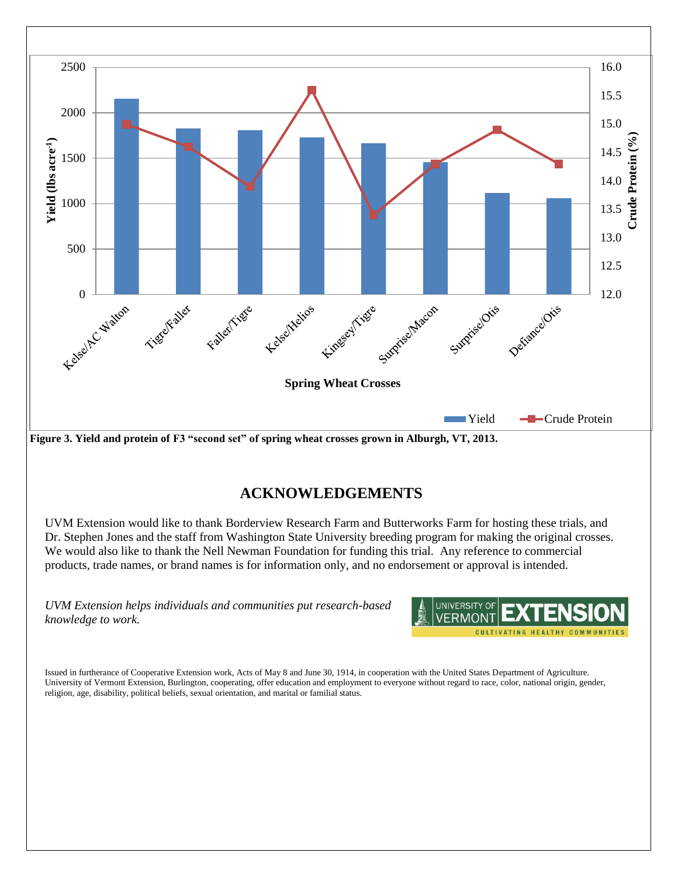2500
2000
1500
1000
500
0

Yield (lbs acre$^{-1}$)

16.0
15.5
15.0
14.5
14.0
13.5
13.0
12.5
12.0

Crude Protein (%)

Kelse/AC Walton
Tigre/Faller
Faller/Tigre
Kelse/Helios
Kingsey/Tigre
Surprise/Macon
Surprise/Otis
Defiance/Otis

Spring Wheat Crosses

Yield
Crude Protein

**Figure 3. Yield and protein of F3 "second set" of spring wheat crosses grown in Alburgh, VT, 2013.**

## ACKNOWLEDGEMENTS

UVM Extension would like to thank Borderview Research Farm and Butterworks Farm for hosting these trials, and Dr. Stephen Jones and the staff from Washington State University breeding program for making the original crosses. We would also like to thank the Nell Newman Foundation for funding this trial. Any reference to commercial products, trade names, or brand names is for information only, and no endorsement or approval is intended.

*UVM Extension helps individuals and communities put research-based knowledge to work.*

UNIVERSITY OF VERMONT EXTENSION
CULTIVATING HEALTHY COMMUNITIES

Issued in furtherance of Cooperative Extension work, Acts of May 8 and June 30, 1914, in cooperation with the United States Department of Agriculture. University of Vermont Extension, Burlington, cooperating, offer education and employment to everyone without regard to race, color, national origin, gender, religion, age, disability, political beliefs, sexual orientation, and marital or familial status.